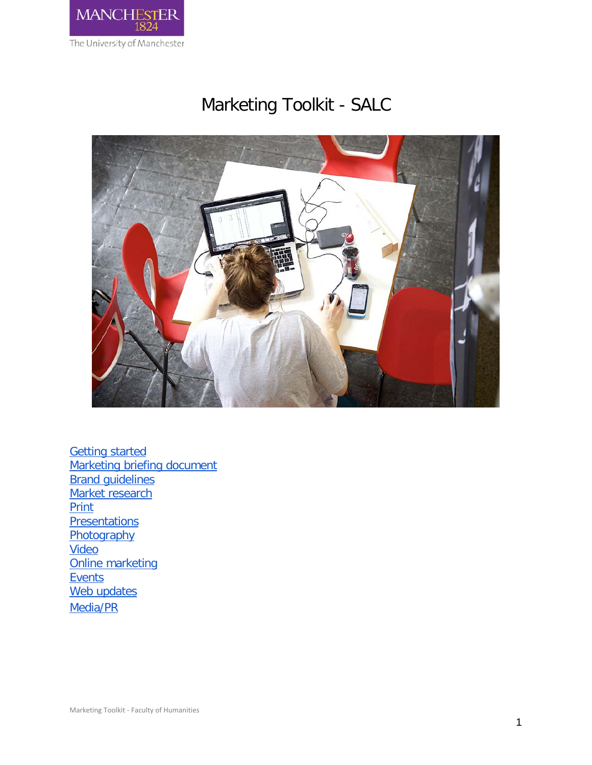MANCHESTER
1824

The University of Manchester

# Marketing Toolkit - SALC

- Getting started
- Marketing briefing document
- Brand guidelines
- Market research
- Print
- Presentations
- Photography
- Video
- Online marketing
- Events
- Web updates
- Media/PR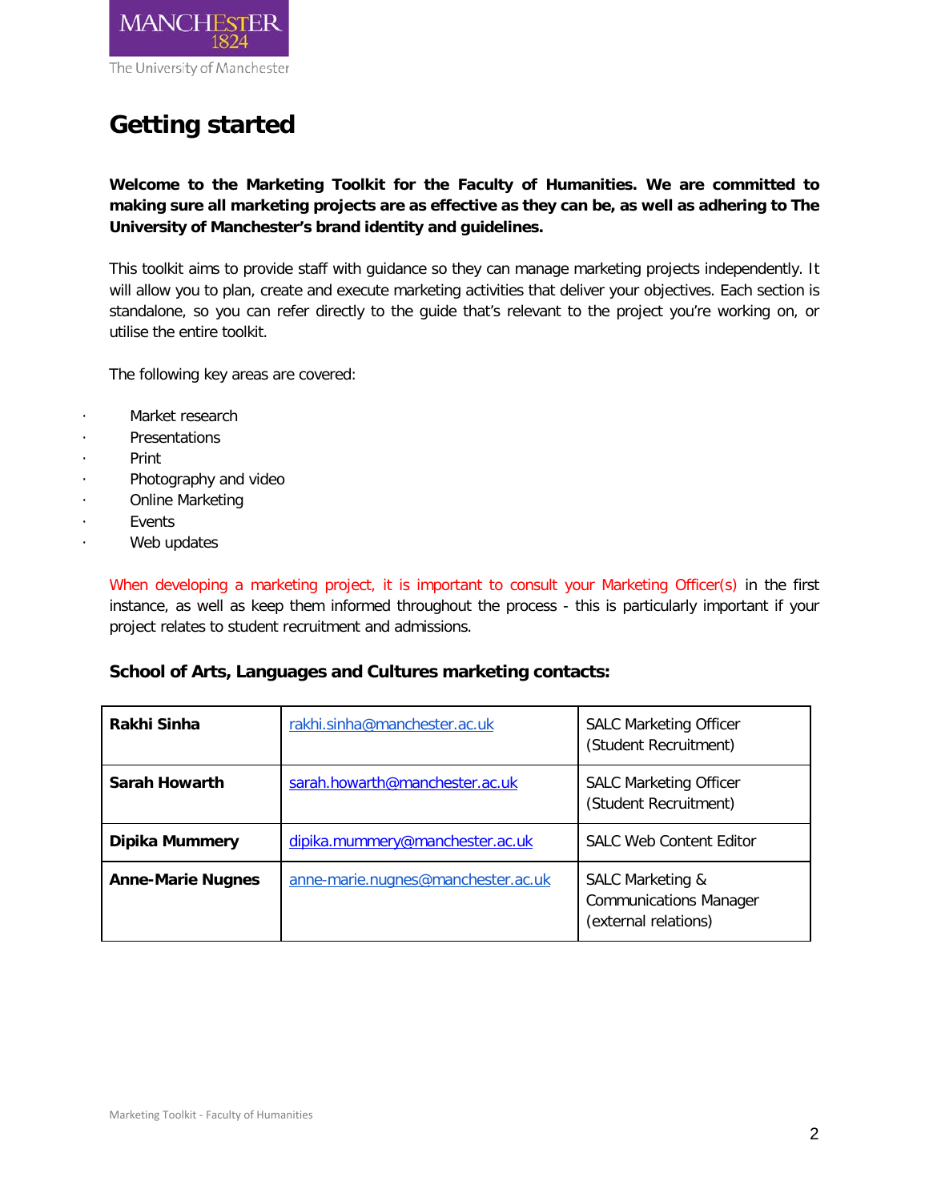# Getting started

**Welcome to the Marketing Toolkit for the Faculty of Humanities. We are committed to making sure all marketing projects are as effective as they can be, as well as adhering to The University of Manchester's brand identity and guidelines.**

This toolkit aims to provide staff with guidance so they can manage marketing projects independently. It will allow you to plan, create and execute marketing activities that deliver your objectives. Each section is standalone, so you can refer directly to the guide that's relevant to the project you're working on, or utilise the entire toolkit.

The following key areas are covered:

- Market research
- Presentations
- Print
- Photography and video
- Online Marketing
- Events
- Web updates

When developing a marketing project, it is important to consult your Marketing Officer(s) in the first instance, as well as keep them informed throughout the process - this is particularly important if your project relates to student recruitment and admissions.

### School of Arts, Languages and Cultures marketing contacts:

| | | |
|---|---|---|
| **Rakhi Sinha** | rakhi.sinha@manchester.ac.uk | SALC Marketing Officer (Student Recruitment) |
| **Sarah Howarth** | sarah.howarth@manchester.ac.uk | SALC Marketing Officer (Student Recruitment) |
| **Dipika Mummery** | dipika.mummery@manchester.ac.uk | SALC Web Content Editor |
| **Anne-Marie Nugnes** | anne-marie.nugnes@manchester.ac.uk | SALC Marketing & Communications Manager (external relations) |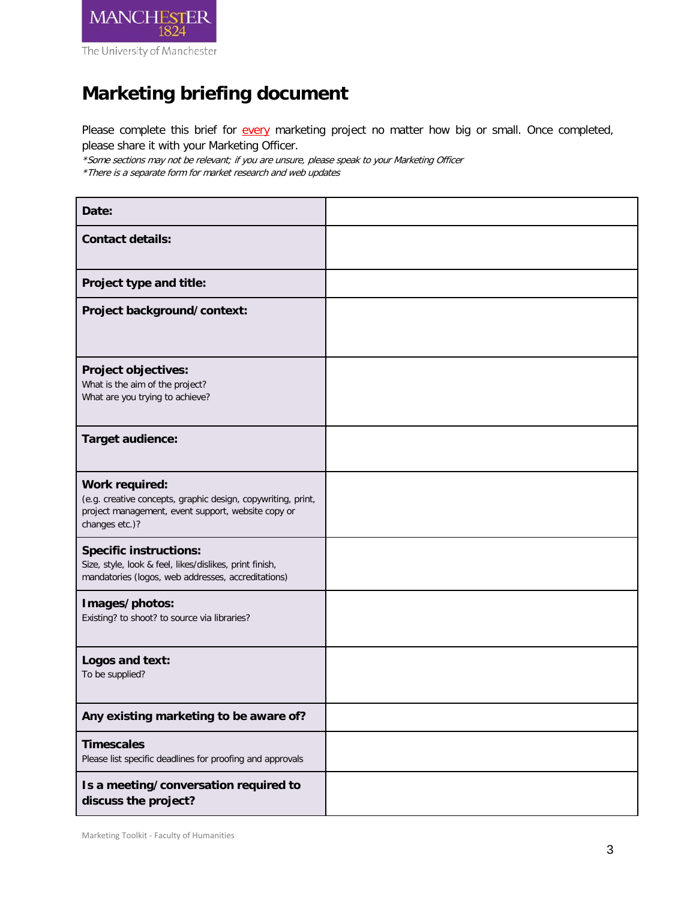# Marketing briefing document

Please complete this brief for every marketing project no matter how big or small. Once completed, please share it with your Marketing Officer.

*\*Some sections may not be relevant; if you are unsure, please speak to your Marketing Officer*

*\*There is a separate form for market research and web updates*

| | |
|---|---|
| **Date:** | |
| **Contact details:** | |
| **Project type and title:** | |
| **Project background/context:** | |
| **Project objectives:**<br>What is the aim of the project?<br>What are you trying to achieve? | |
| **Target audience:** | |
| **Work required:**<br>(e.g. creative concepts, graphic design, copywriting, print, project management, event support, website copy or changes etc.)? | |
| **Specific instructions:**<br>Size, style, look & feel, likes/dislikes, print finish, mandatories (logos, web addresses, accreditations) | |
| **Images/photos:**<br>Existing? to shoot? to source via libraries? | |
| **Logos and text:**<br>To be supplied? | |
| **Any existing marketing to be aware of?** | |
| **Timescales**<br>Please list specific deadlines for proofing and approvals | |
| **Is a meeting/conversation required to discuss the project?** | |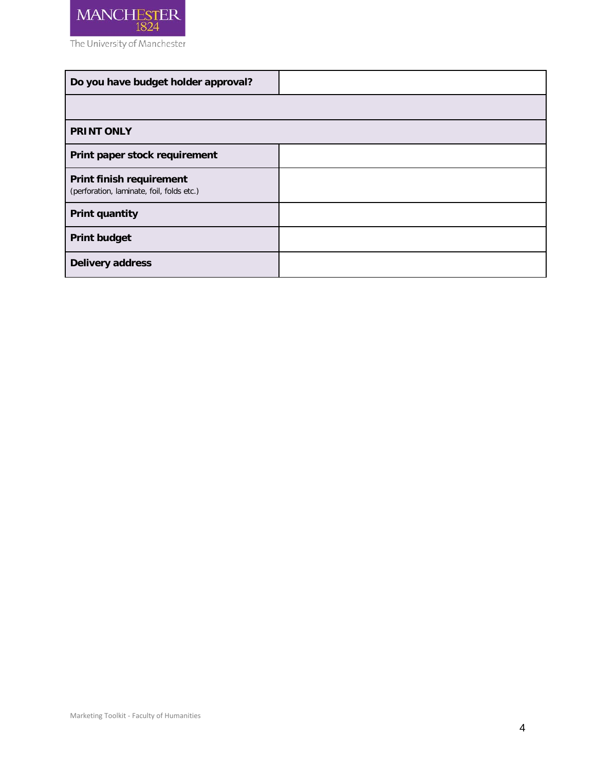| **Do you have budget holder approval?** | |
|---|---|
| | |
| **PRINT ONLY** | |
| **Print paper stock requirement** | |
| **Print finish requirement** (perforation, laminate, foil, folds etc.) | |
| **Print quantity** | |
| **Print budget** | |
| **Delivery address** | |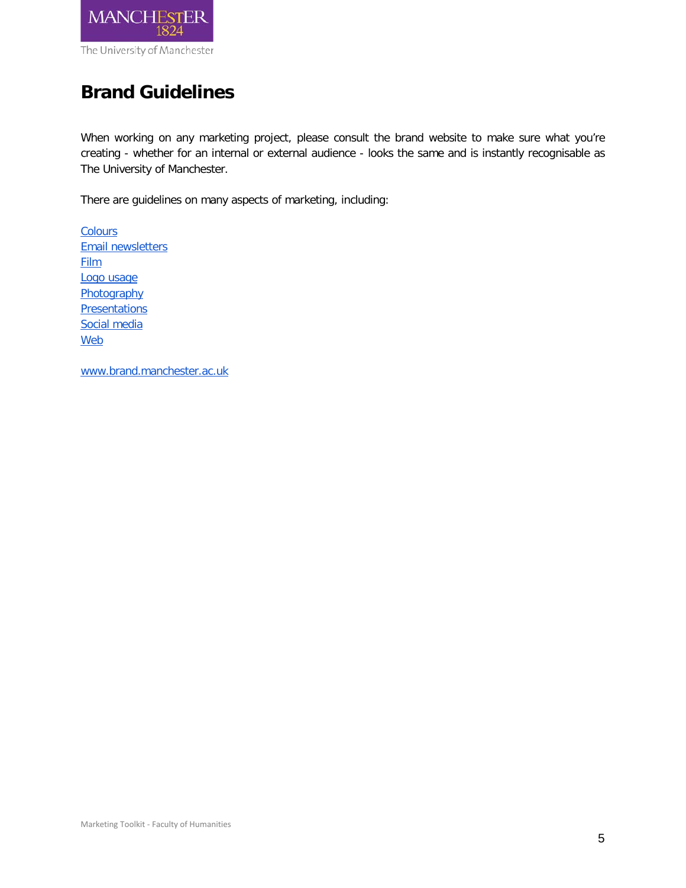# Brand Guidelines

When working on any marketing project, please consult the brand website to make sure what you're creating - whether for an internal or external audience - looks the same and is instantly recognisable as The University of Manchester.

There are guidelines on many aspects of marketing, including:

Colours
Email newsletters
Film
Logo usage
Photography
Presentations
Social media
Web

www.brand.manchester.ac.uk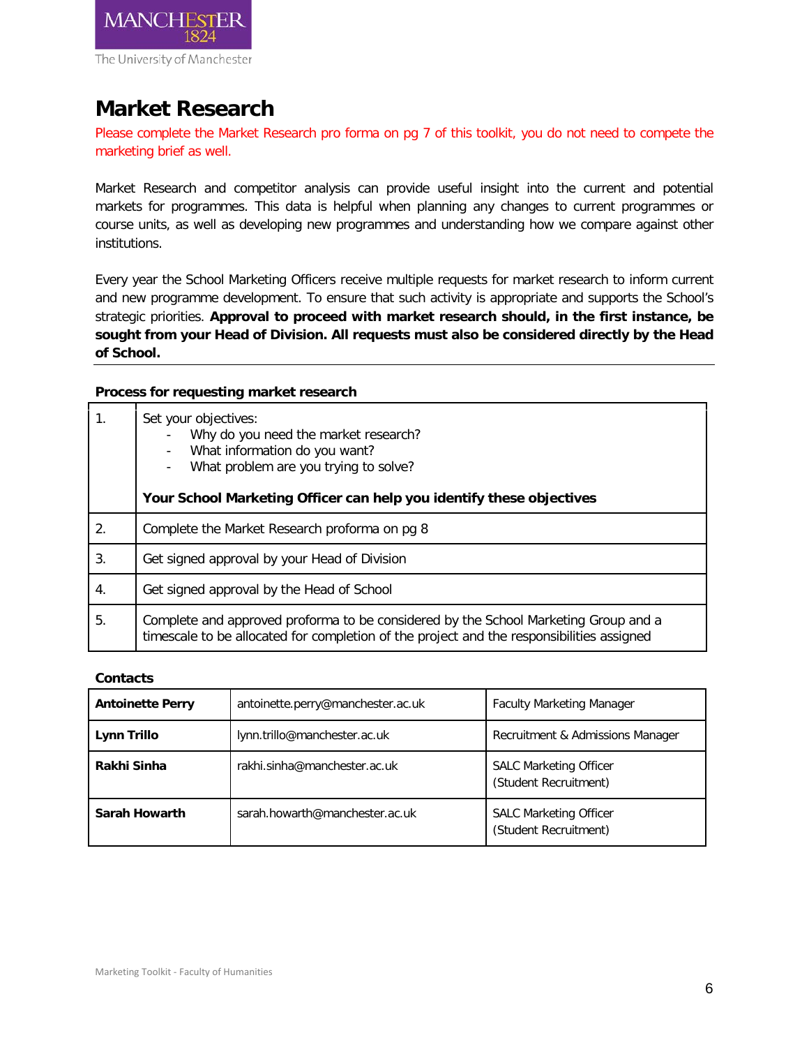# Market Research

Please complete the Market Research pro forma on pg 7 of this toolkit, you do not need to compete the marketing brief as well.

Market Research and competitor analysis can provide useful insight into the current and potential markets for programmes. This data is helpful when planning any changes to current programmes or course units, as well as developing new programmes and understanding how we compare against other institutions.

Every year the School Marketing Officers receive multiple requests for market research to inform current and new programme development. To ensure that such activity is appropriate and supports the School's strategic priorities. **Approval to proceed with market research should, in the first instance, be sought from your Head of Division. All requests must also be considered directly by the Head of School.**

**Process for requesting market research**

| | |
|---|---|
| 1. | Set your objectives:<br>- Why do you need the market research?<br>- What information do you want?<br>- What problem are you trying to solve?<br><br>**Your School Marketing Officer can help you identify these objectives** |
| 2. | Complete the Market Research proforma on pg 8 |
| 3. | Get signed approval by your Head of Division |
| 4. | Get signed approval by the Head of School |
| 5. | Complete and approved proforma to be considered by the School Marketing Group and a timescale to be allocated for completion of the project and the responsibilities assigned |

**Contacts**

| | | |
|---|---|---|
| **Antoinette Perry** | antoinette.perry@manchester.ac.uk | Faculty Marketing Manager |
| **Lynn Trillo** | lynn.trillo@manchester.ac.uk | Recruitment & Admissions Manager |
| **Rakhi Sinha** | rakhi.sinha@manchester.ac.uk | SALC Marketing Officer (Student Recruitment) |
| **Sarah Howarth** | sarah.howarth@manchester.ac.uk | SALC Marketing Officer (Student Recruitment) |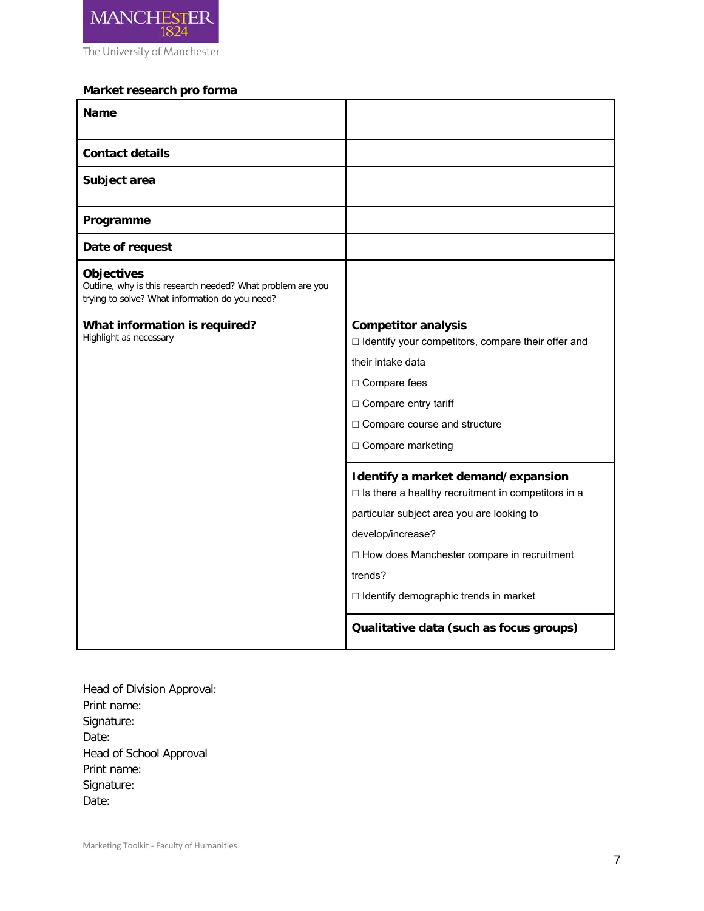## Market research pro forma

| | |
|---|---|
| **Name** | |
| **Contact details** | |
| **Subject area** | |
| **Programme** | |
| **Date of request** | |
| **Objectives**<br>Outline, why is this research needed? What problem are you trying to solve? What information do you need? | |
| **What information is required?**<br>Highlight as necessary | **Competitor analysis**<br>☐ Identify your competitors, compare their offer and their intake data<br>☐ Compare fees<br>☐ Compare entry tariff<br>☐ Compare course and structure<br>☐ Compare marketing |
| | **Identify a market demand/expansion**<br>☐ Is there a healthy recruitment in competitors in a particular subject area you are looking to develop/increase?<br>☐ How does Manchester compare in recruitment trends?<br>☐ Identify demographic trends in market |
| | **Qualitative data (such as focus groups)** |

Head of Division Approval:
Print name:
Signature:
Date:
Head of School Approval
Print name:
Signature:
Date: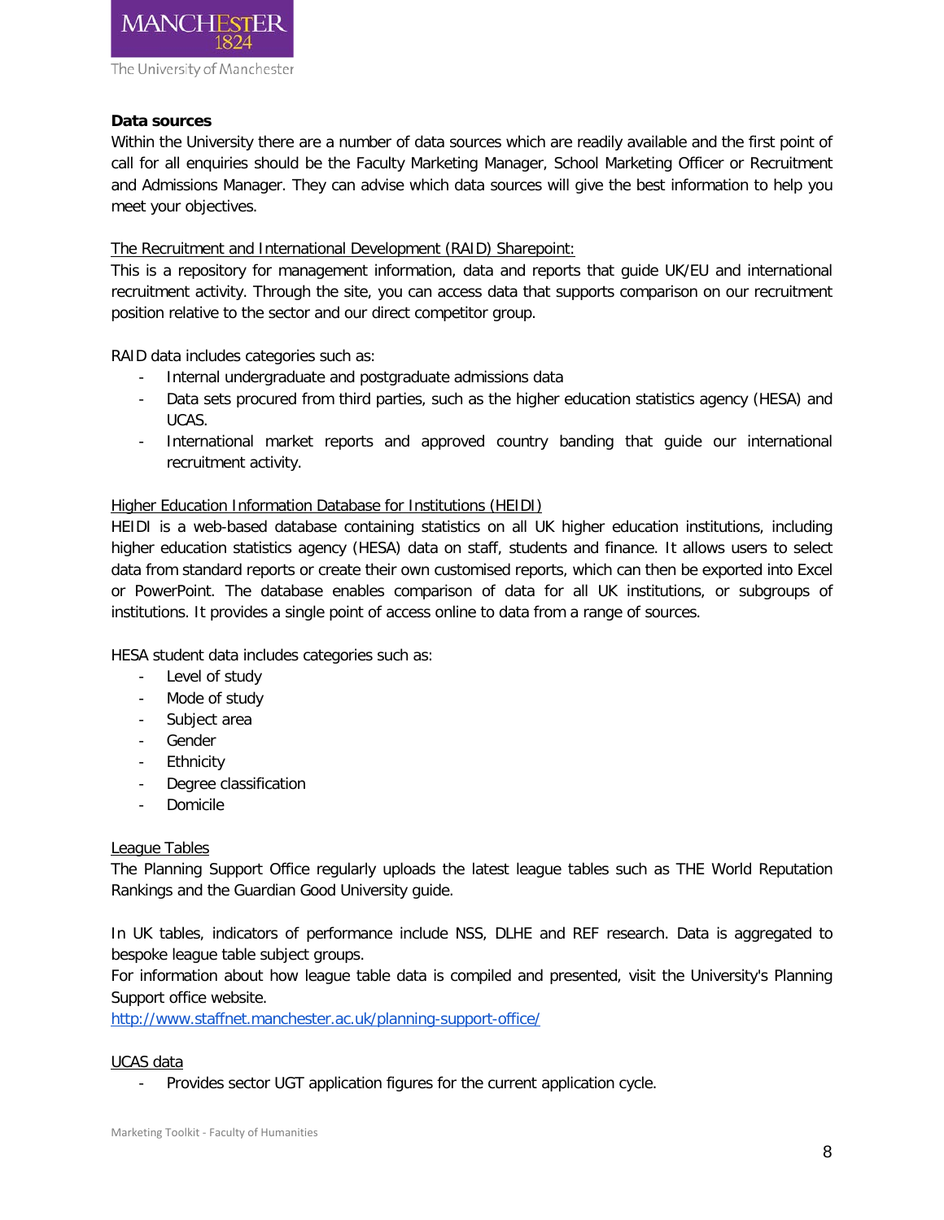**Data sources**

Within the University there are a number of data sources which are readily available and the first point of call for all enquiries should be the Faculty Marketing Manager, School Marketing Officer or Recruitment and Admissions Manager. They can advise which data sources will give the best information to help you meet your objectives.

The Recruitment and International Development (RAID) Sharepoint:

This is a repository for management information, data and reports that guide UK/EU and international recruitment activity. Through the site, you can access data that supports comparison on our recruitment position relative to the sector and our direct competitor group.

RAID data includes categories such as:

- Internal undergraduate and postgraduate admissions data
- Data sets procured from third parties, such as the higher education statistics agency (HESA) and UCAS.
- International market reports and approved country banding that guide our international recruitment activity.

Higher Education Information Database for Institutions (HEIDI)

HEIDI is a web-based database containing statistics on all UK higher education institutions, including higher education statistics agency (HESA) data on staff, students and finance. It allows users to select data from standard reports or create their own customised reports, which can then be exported into Excel or PowerPoint. The database enables comparison of data for all UK institutions, or subgroups of institutions. It provides a single point of access online to data from a range of sources.

HESA student data includes categories such as:

- Level of study
- Mode of study
- Subject area
- Gender
- Ethnicity
- Degree classification
- Domicile

League Tables

The Planning Support Office regularly uploads the latest league tables such as THE World Reputation Rankings and the Guardian Good University guide.

In UK tables, indicators of performance include NSS, DLHE and REF research. Data is aggregated to bespoke league table subject groups.
For information about how league table data is compiled and presented, visit the University's Planning Support office website.
http://www.staffnet.manchester.ac.uk/planning-support-office/

UCAS data

- Provides sector UGT application figures for the current application cycle.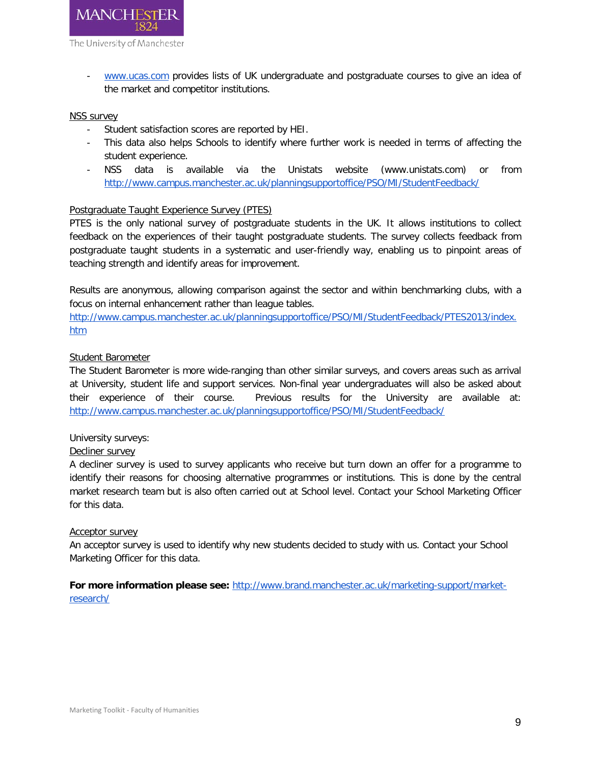- [www.ucas.com](http://www.ucas.com) provides lists of UK undergraduate and postgraduate courses to give an idea of the market and competitor institutions.

NSS survey

- Student satisfaction scores are reported by HEI.
- This data also helps Schools to identify where further work is needed in terms of affecting the student experience.
- NSS data is available via the Unistats website (www.unistats.com) or from [http://www.campus.manchester.ac.uk/planningsupportoffice/PSO/MI/StudentFeedback/](http://www.campus.manchester.ac.uk/planningsupportoffice/PSO/MI/StudentFeedback/)

Postgraduate Taught Experience Survey (PTES)

PTES is the only national survey of postgraduate students in the UK. It allows institutions to collect feedback on the experiences of their taught postgraduate students. The survey collects feedback from postgraduate taught students in a systematic and user-friendly way, enabling us to pinpoint areas of teaching strength and identify areas for improvement.

Results are anonymous, allowing comparison against the sector and within benchmarking clubs, with a focus on internal enhancement rather than league tables.
[http://www.campus.manchester.ac.uk/planningsupportoffice/PSO/MI/StudentFeedback/PTES2013/index.htm](http://www.campus.manchester.ac.uk/planningsupportoffice/PSO/MI/StudentFeedback/PTES2013/index.htm)

Student Barometer

The Student Barometer is more wide-ranging than other similar surveys, and covers areas such as arrival at University, student life and support services. Non-final year undergraduates will also be asked about their experience of their course. Previous results for the University are available at: [http://www.campus.manchester.ac.uk/planningsupportoffice/PSO/MI/StudentFeedback/](http://www.campus.manchester.ac.uk/planningsupportoffice/PSO/MI/StudentFeedback/)

University surveys:

Decliner survey

A decliner survey is used to survey applicants who receive but turn down an offer for a programme to identify their reasons for choosing alternative programmes or institutions. This is done by the central market research team but is also often carried out at School level. Contact your School Marketing Officer for this data.

Acceptor survey

An acceptor survey is used to identify why new students decided to study with us. Contact your School Marketing Officer for this data.

**For more information please see:** [http://www.brand.manchester.ac.uk/marketing-support/market-research/](http://www.brand.manchester.ac.uk/marketing-support/market-research/)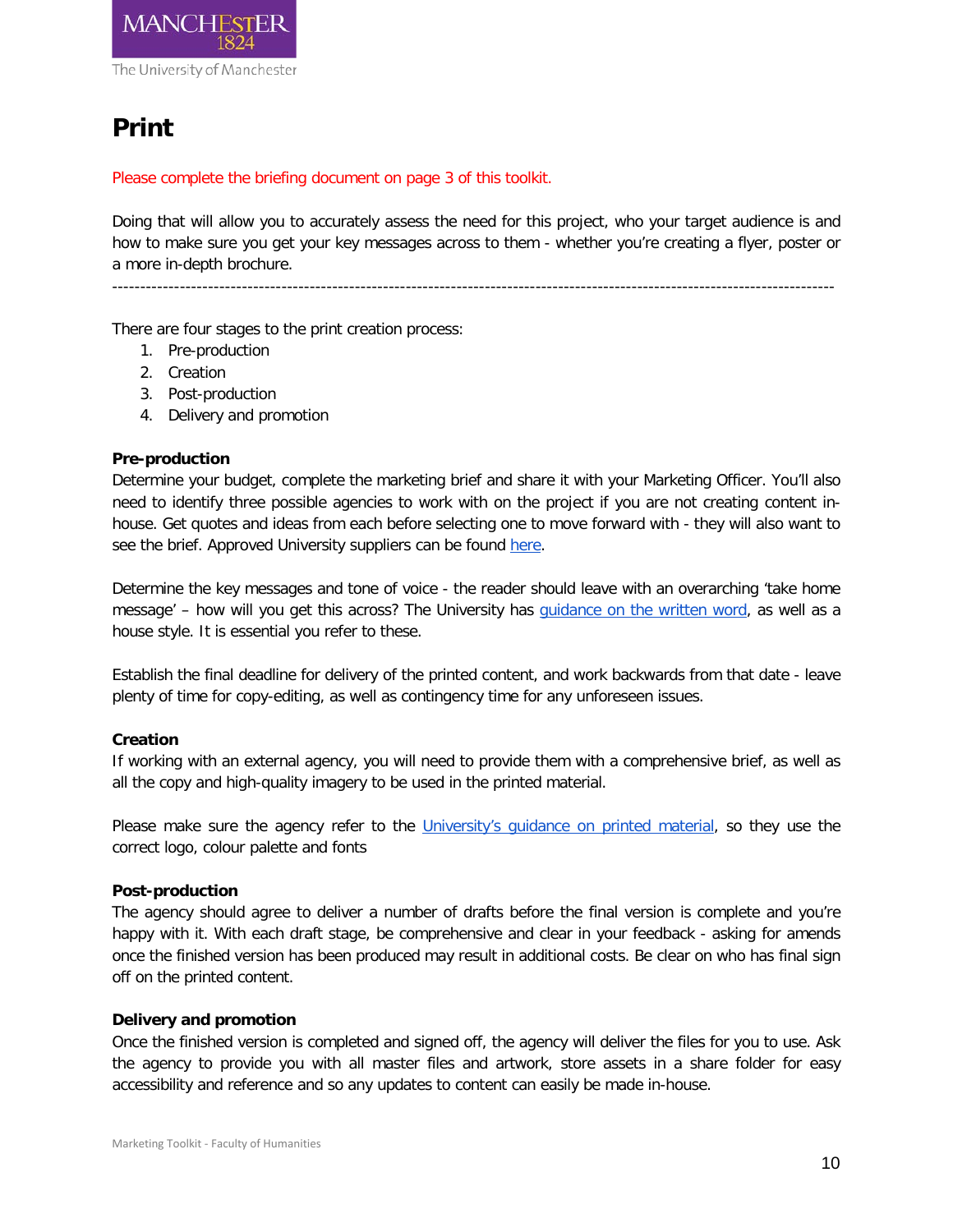# Print

Please complete the briefing document on page 3 of this toolkit.

Doing that will allow you to accurately assess the need for this project, who your target audience is and how to make sure you get your key messages across to them - whether you're creating a flyer, poster or a more in-depth brochure.

---

There are four stages to the print creation process:

1. Pre-production
2. Creation
3. Post-production
4. Delivery and promotion

**Pre-production**

Determine your budget, complete the marketing brief and share it with your Marketing Officer. You'll also need to identify three possible agencies to work with on the project if you are not creating content in-house. Get quotes and ideas from each before selecting one to move forward with - they will also want to see the brief. Approved University suppliers can be found here.

Determine the key messages and tone of voice - the reader should leave with an overarching 'take home message' – how will you get this across? The University has guidance on the written word, as well as a house style. It is essential you refer to these.

Establish the final deadline for delivery of the printed content, and work backwards from that date - leave plenty of time for copy-editing, as well as contingency time for any unforeseen issues.

**Creation**

If working with an external agency, you will need to provide them with a comprehensive brief, as well as all the copy and high-quality imagery to be used in the printed material.

Please make sure the agency refer to the University's guidance on printed material, so they use the correct logo, colour palette and fonts

**Post-production**

The agency should agree to deliver a number of drafts before the final version is complete and you're happy with it. With each draft stage, be comprehensive and clear in your feedback - asking for amends once the finished version has been produced may result in additional costs. Be clear on who has final sign off on the printed content.

**Delivery and promotion**

Once the finished version is completed and signed off, the agency will deliver the files for you to use. Ask the agency to provide you with all master files and artwork, store assets in a share folder for easy accessibility and reference and so any updates to content can easily be made in-house.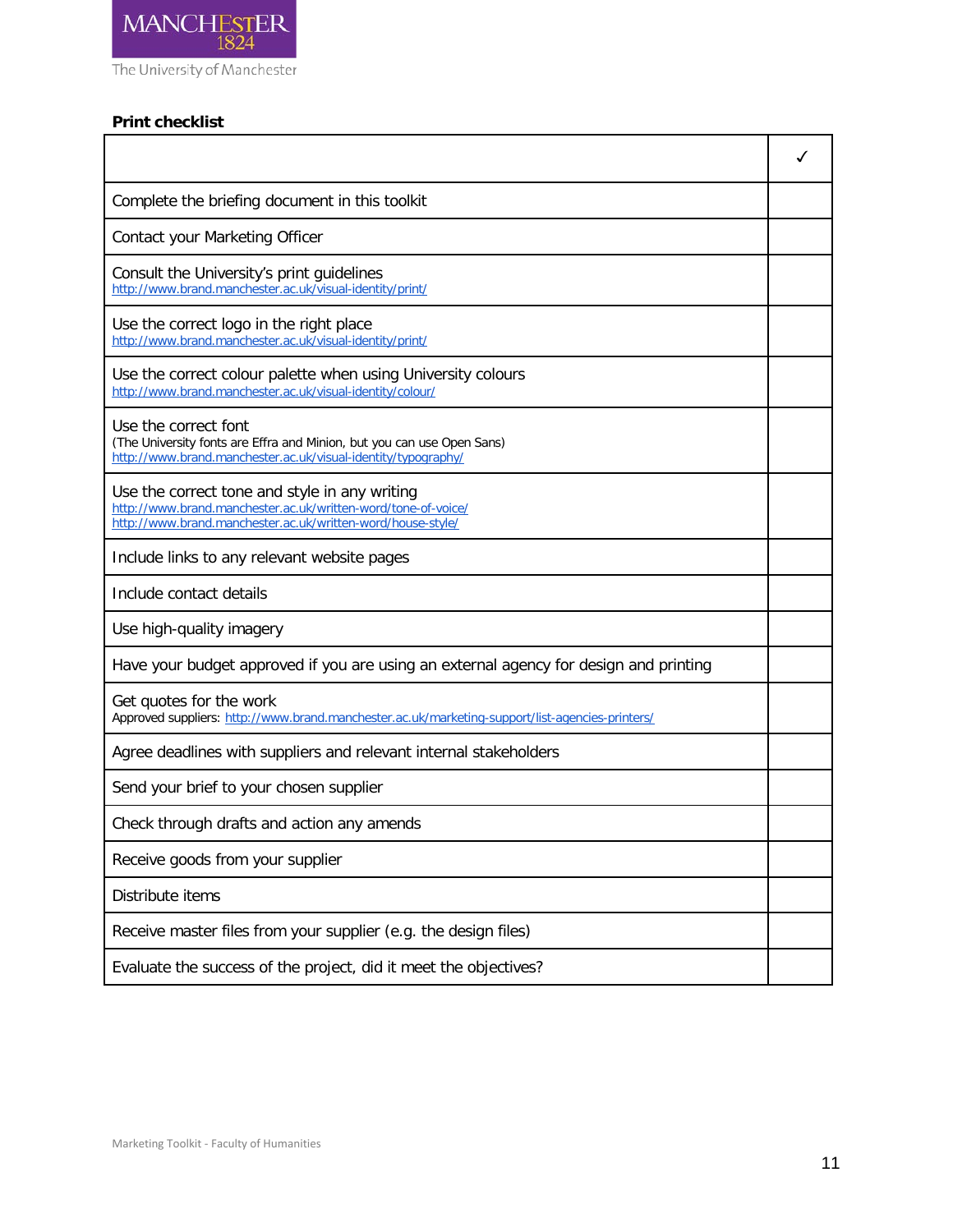**Print checklist**

| | ✓ |
|---|---|
| Complete the briefing document in this toolkit | |
| Contact your Marketing Officer | |
| Consult the University's print guidelines<br>http://www.brand.manchester.ac.uk/visual-identity/print/ | |
| Use the correct logo in the right place<br>http://www.brand.manchester.ac.uk/visual-identity/print/ | |
| Use the correct colour palette when using University colours<br>http://www.brand.manchester.ac.uk/visual-identity/colour/ | |
| Use the correct font<br>(The University fonts are Effra and Minion, but you can use Open Sans)<br>http://www.brand.manchester.ac.uk/visual-identity/typography/ | |
| Use the correct tone and style in any writing<br>http://www.brand.manchester.ac.uk/written-word/tone-of-voice/<br>http://www.brand.manchester.ac.uk/written-word/house-style/ | |
| Include links to any relevant website pages | |
| Include contact details | |
| Use high-quality imagery | |
| Have your budget approved if you are using an external agency for design and printing | |
| Get quotes for the work<br>Approved suppliers: http://www.brand.manchester.ac.uk/marketing-support/list-agencies-printers/ | |
| Agree deadlines with suppliers and relevant internal stakeholders | |
| Send your brief to your chosen supplier | |
| Check through drafts and action any amends | |
| Receive goods from your supplier | |
| Distribute items | |
| Receive master files from your supplier (e.g. the design files) | |
| Evaluate the success of the project, did it meet the objectives? | |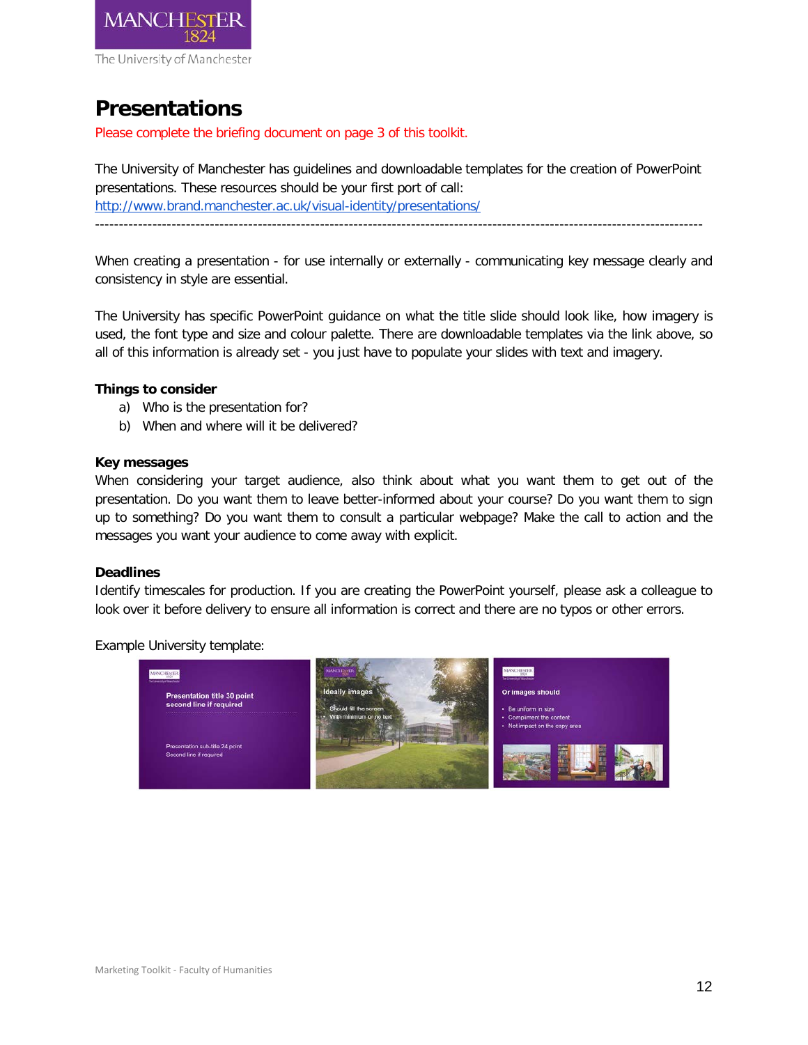# Presentations

Please complete the briefing document on page 3 of this toolkit.

The University of Manchester has guidelines and downloadable templates for the creation of PowerPoint presentations. These resources should be your first port of call:
http://www.brand.manchester.ac.uk/visual-identity/presentations/

---

When creating a presentation - for use internally or externally - communicating key message clearly and consistency in style are essential.

The University has specific PowerPoint guidance on what the title slide should look like, how imagery is used, the font type and size and colour palette. There are downloadable templates via the link above, so all of this information is already set - you just have to populate your slides with text and imagery.

**Things to consider**

a) Who is the presentation for?
b) When and where will it be delivered?

**Key messages**

When considering your target audience, also think about what you want them to get out of the presentation. Do you want them to leave better-informed about your course? Do you want them to sign up to something? Do you want them to consult a particular webpage? Make the call to action and the messages you want your audience to come away with explicit.

**Deadlines**

Identify timescales for production. If you are creating the PowerPoint yourself, please ask a colleague to look over it before delivery to ensure all information is correct and there are no typos or other errors.

Example University template: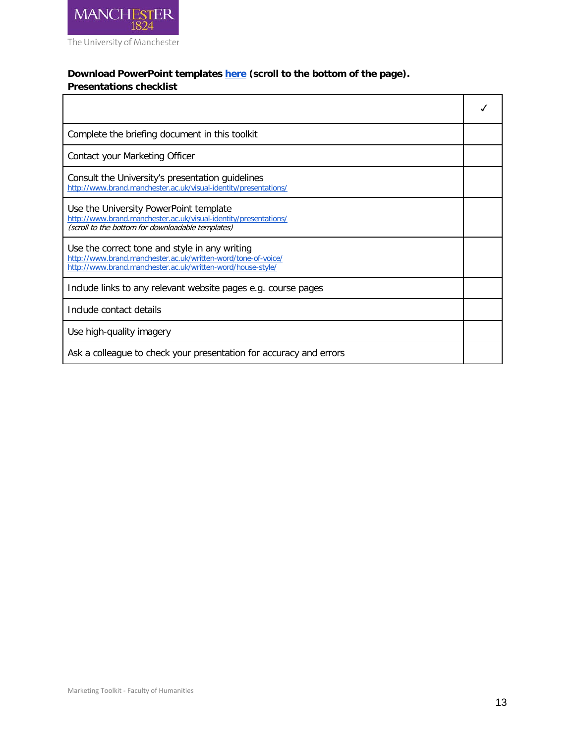**Download PowerPoint templates here (scroll to the bottom of the page).**
**Presentations checklist**

| | ✓ |
|---|---|
| Complete the briefing document in this toolkit | |
| Contact your Marketing Officer | |
| Consult the University's presentation guidelines<br>http://www.brand.manchester.ac.uk/visual-identity/presentations/ | |
| Use the University PowerPoint template<br>http://www.brand.manchester.ac.uk/visual-identity/presentations/<br>*(scroll to the bottom for downloadable templates)* | |
| Use the correct tone and style in any writing<br>http://www.brand.manchester.ac.uk/written-word/tone-of-voice/<br>http://www.brand.manchester.ac.uk/written-word/house-style/ | |
| Include links to any relevant website pages e.g. course pages | |
| Include contact details | |
| Use high-quality imagery | |
| Ask a colleague to check your presentation for accuracy and errors | |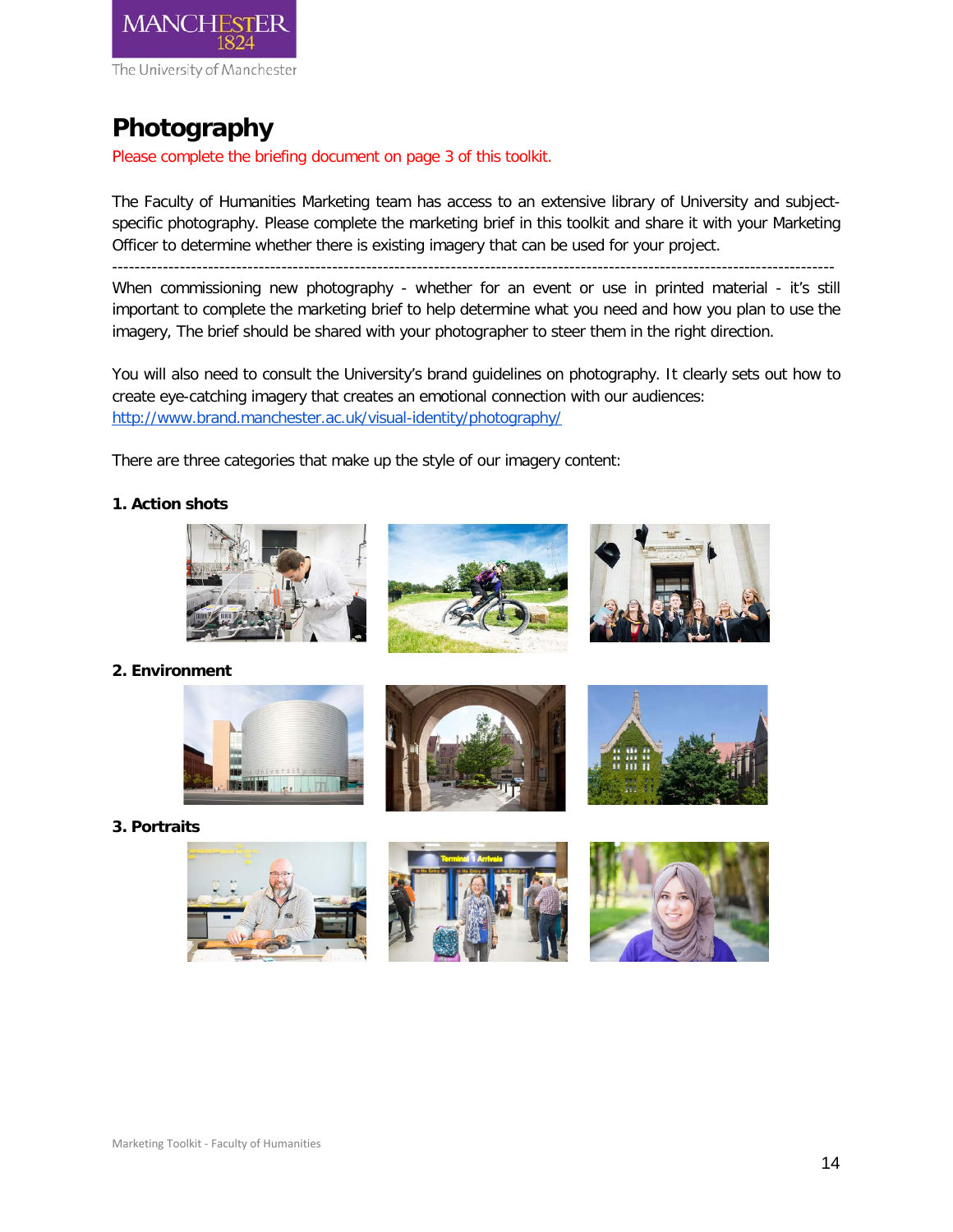# Photography

Please complete the briefing document on page 3 of this toolkit.

The Faculty of Humanities Marketing team has access to an extensive library of University and subject-specific photography. Please complete the marketing brief in this toolkit and share it with your Marketing Officer to determine whether there is existing imagery that can be used for your project.

---

When commissioning new photography - whether for an event or use in printed material - it's still important to complete the marketing brief to help determine what you need and how you plan to use the imagery, The brief should be shared with your photographer to steer them in the right direction.

You will also need to consult the University's brand guidelines on photography. It clearly sets out how to create eye-catching imagery that creates an emotional connection with our audiences: http://www.brand.manchester.ac.uk/visual-identity/photography/

There are three categories that make up the style of our imagery content:

**1. Action shots**

**2. Environment**

**3. Portraits**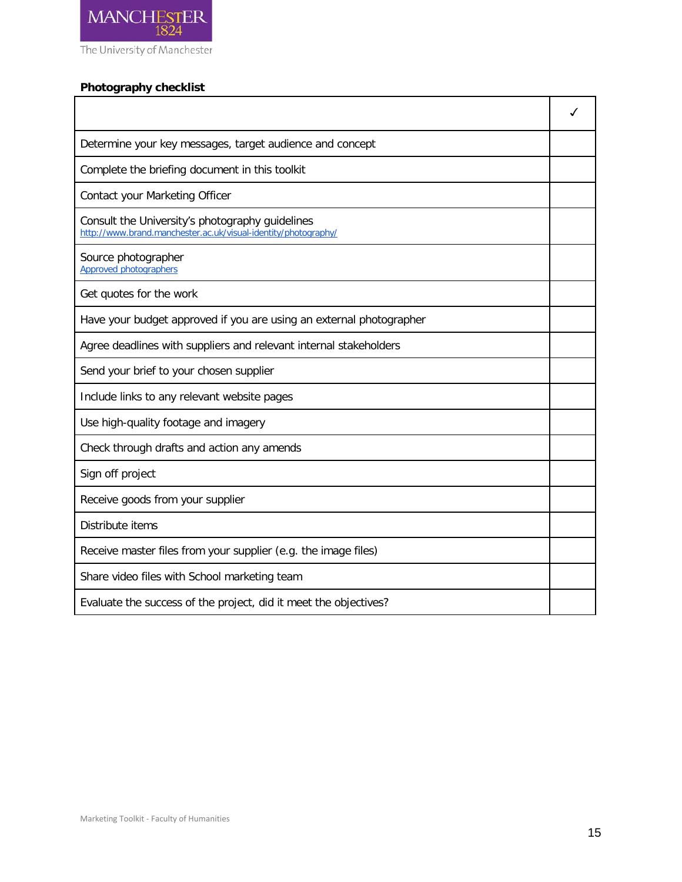**Photography checklist**

| | ✓ |
|---|---|
| Determine your key messages, target audience and concept | |
| Complete the briefing document in this toolkit | |
| Contact your Marketing Officer | |
| Consult the University's photography guidelines<br>http://www.brand.manchester.ac.uk/visual-identity/photography/ | |
| Source photographer<br>Approved photographers | |
| Get quotes for the work | |
| Have your budget approved if you are using an external photographer | |
| Agree deadlines with suppliers and relevant internal stakeholders | |
| Send your brief to your chosen supplier | |
| Include links to any relevant website pages | |
| Use high-quality footage and imagery | |
| Check through drafts and action any amends | |
| Sign off project | |
| Receive goods from your supplier | |
| Distribute items | |
| Receive master files from your supplier (e.g. the image files) | |
| Share video files with School marketing team | |
| Evaluate the success of the project, did it meet the objectives? | |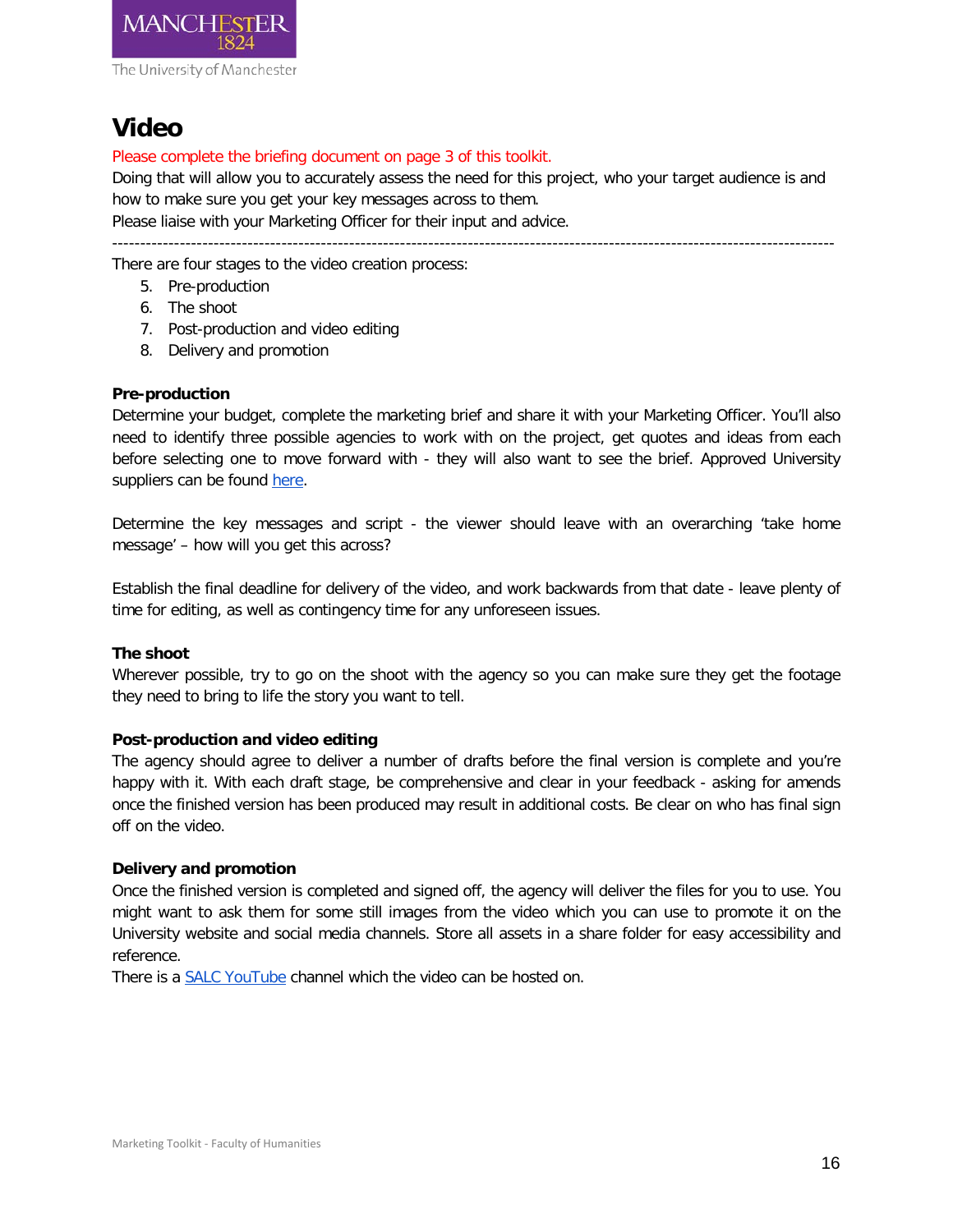# Video

Please complete the briefing document on page 3 of this toolkit.

Doing that will allow you to accurately assess the need for this project, who your target audience is and how to make sure you get your key messages across to them.

Please liaise with your Marketing Officer for their input and advice.

---

There are four stages to the video creation process:

5. Pre-production
6. The shoot
7. Post-production and video editing
8. Delivery and promotion

**Pre-production**

Determine your budget, complete the marketing brief and share it with your Marketing Officer. You'll also need to identify three possible agencies to work with on the project, get quotes and ideas from each before selecting one to move forward with - they will also want to see the brief. Approved University suppliers can be found here.

Determine the key messages and script - the viewer should leave with an overarching 'take home message' – how will you get this across?

Establish the final deadline for delivery of the video, and work backwards from that date - leave plenty of time for editing, as well as contingency time for any unforeseen issues.

**The shoot**

Wherever possible, try to go on the shoot with the agency so you can make sure they get the footage they need to bring to life the story you want to tell.

**Post-production and video editing**

The agency should agree to deliver a number of drafts before the final version is complete and you're happy with it. With each draft stage, be comprehensive and clear in your feedback - asking for amends once the finished version has been produced may result in additional costs. Be clear on who has final sign off on the video.

**Delivery and promotion**

Once the finished version is completed and signed off, the agency will deliver the files for you to use. You might want to ask them for some still images from the video which you can use to promote it on the University website and social media channels. Store all assets in a share folder for easy accessibility and reference.

There is a SALC YouTube channel which the video can be hosted on.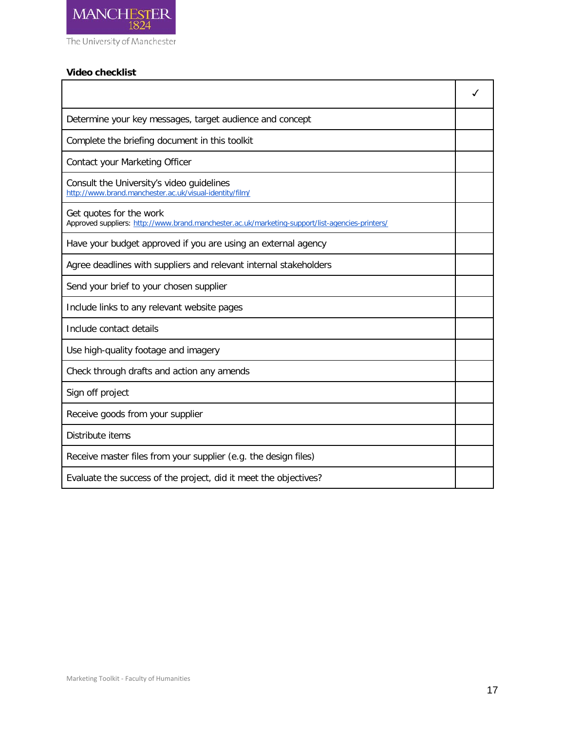**Video checklist**

| | ✓ |
|---|---|
| Determine your key messages, target audience and concept | |
| Complete the briefing document in this toolkit | |
| Contact your Marketing Officer | |
| Consult the University's video guidelines http://www.brand.manchester.ac.uk/visual-identity/film/ | |
| Get quotes for the work Approved suppliers: http://www.brand.manchester.ac.uk/marketing-support/list-agencies-printers/ | |
| Have your budget approved if you are using an external agency | |
| Agree deadlines with suppliers and relevant internal stakeholders | |
| Send your brief to your chosen supplier | |
| Include links to any relevant website pages | |
| Include contact details | |
| Use high-quality footage and imagery | |
| Check through drafts and action any amends | |
| Sign off project | |
| Receive goods from your supplier | |
| Distribute items | |
| Receive master files from your supplier (e.g. the design files) | |
| Evaluate the success of the project, did it meet the objectives? | |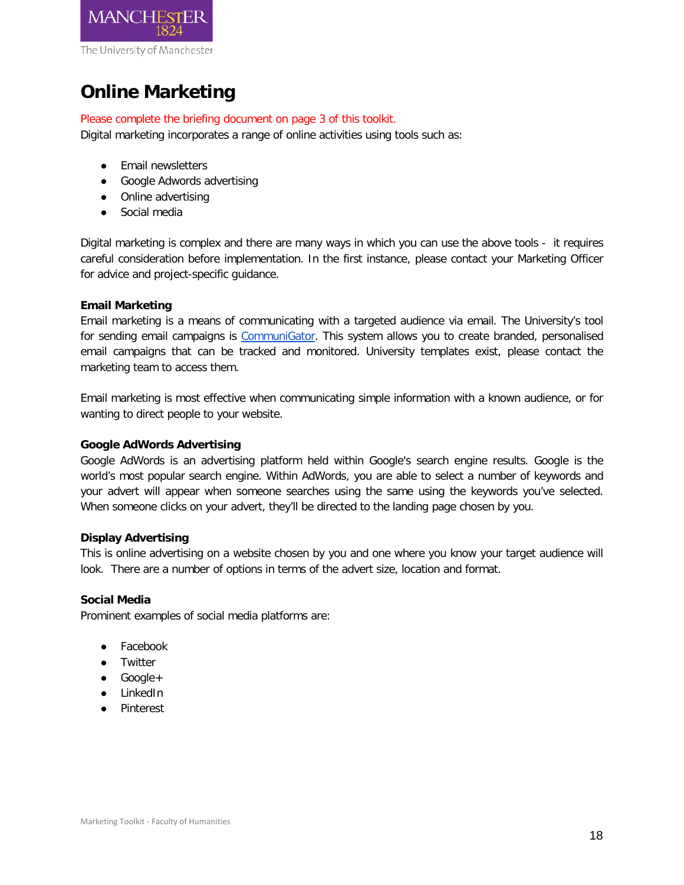# Online Marketing

Please complete the briefing document on page 3 of this toolkit.

Digital marketing incorporates a range of online activities using tools such as:

- Email newsletters
- Google Adwords advertising
- Online advertising
- Social media

Digital marketing is complex and there are many ways in which you can use the above tools - it requires careful consideration before implementation. In the first instance, please contact your Marketing Officer for advice and project-specific guidance.

**Email Marketing**

Email marketing is a means of communicating with a targeted audience via email. The University's tool for sending email campaigns is CommuniGator. This system allows you to create branded, personalised email campaigns that can be tracked and monitored. University templates exist, please contact the marketing team to access them.

Email marketing is most effective when communicating simple information with a known audience, or for wanting to direct people to your website.

**Google AdWords Advertising**

Google AdWords is an advertising platform held within Google's search engine results. Google is the world's most popular search engine. Within AdWords, you are able to select a number of keywords and your advert will appear when someone searches using the same using the keywords you've selected. When someone clicks on your advert, they'll be directed to the landing page chosen by you.

**Display Advertising**

This is online advertising on a website chosen by you and one where you know your target audience will look. There are a number of options in terms of the advert size, location and format.

**Social Media**

Prominent examples of social media platforms are:

- Facebook
- Twitter
- Google+
- LinkedIn
- Pinterest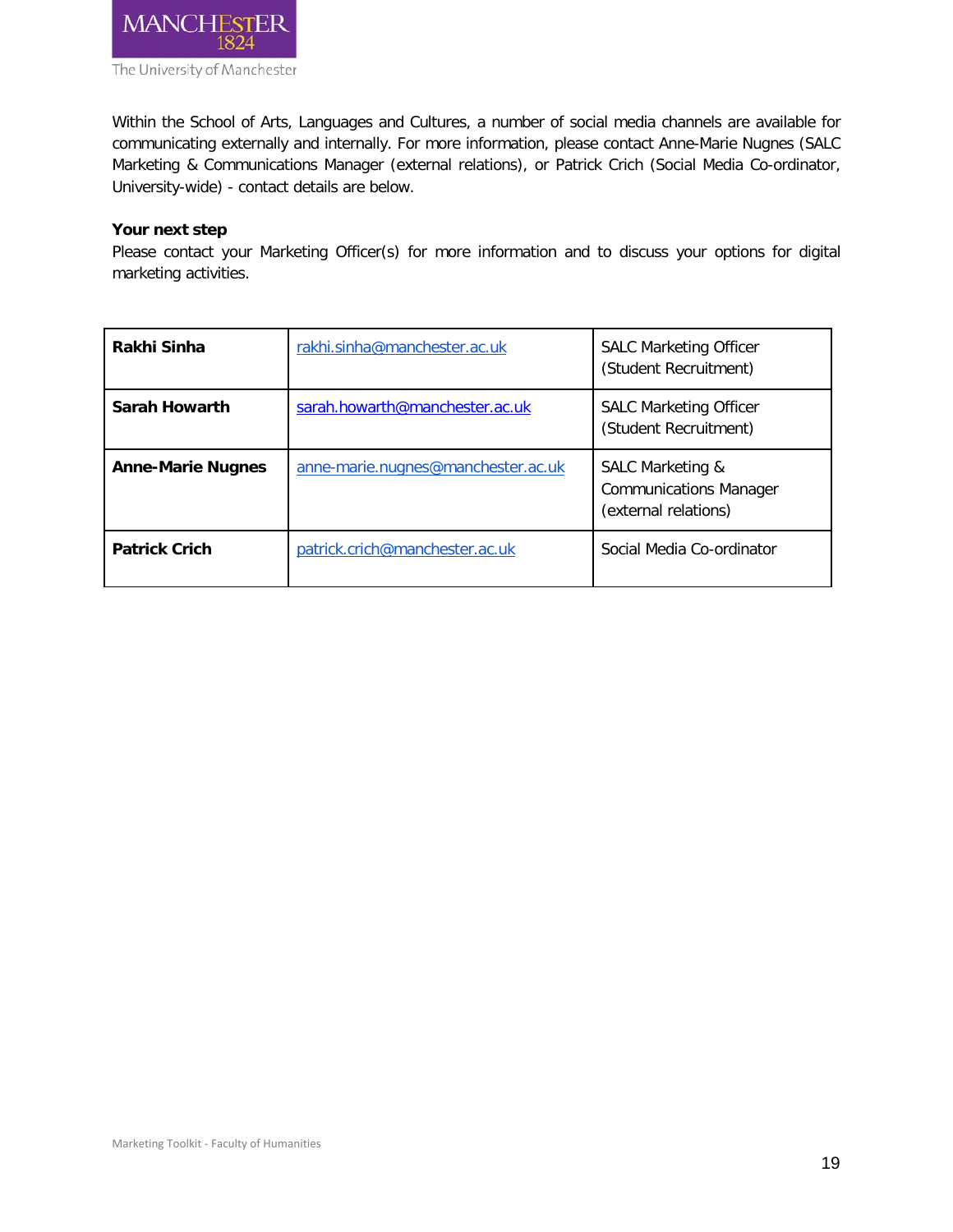Within the School of Arts, Languages and Cultures, a number of social media channels are available for communicating externally and internally. For more information, please contact Anne-Marie Nugnes (SALC Marketing & Communications Manager (external relations), or Patrick Crich (Social Media Co-ordinator, University-wide) - contact details are below.

**Your next step**

Please contact your Marketing Officer(s) for more information and to discuss your options for digital marketing activities.

| | | |
|---|---|---|
| **Rakhi Sinha** | rakhi.sinha@manchester.ac.uk | SALC Marketing Officer (Student Recruitment) |
| **Sarah Howarth** | sarah.howarth@manchester.ac.uk | SALC Marketing Officer (Student Recruitment) |
| **Anne-Marie Nugnes** | anne-marie.nugnes@manchester.ac.uk | SALC Marketing & Communications Manager (external relations) |
| **Patrick Crich** | patrick.crich@manchester.ac.uk | Social Media Co-ordinator |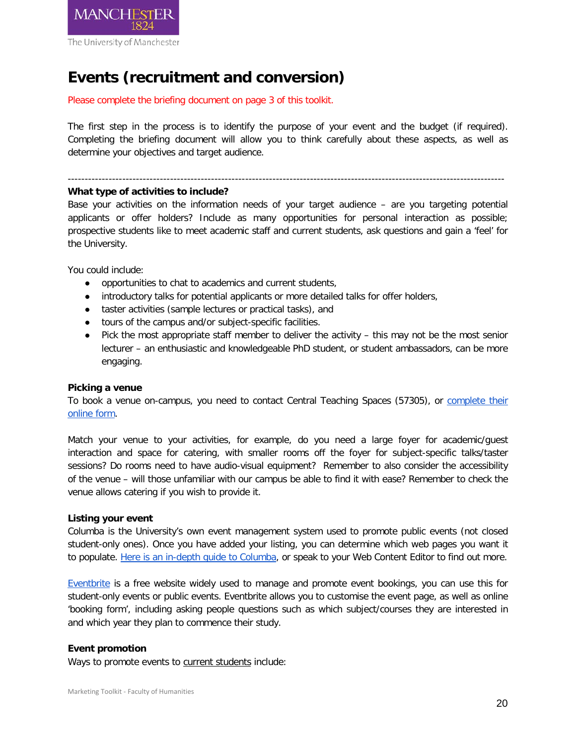# Events (recruitment and conversion)

Please complete the briefing document on page 3 of this toolkit.

The first step in the process is to identify the purpose of your event and the budget (if required). Completing the briefing document will allow you to think carefully about these aspects, as well as determine your objectives and target audience.

---

**What type of activities to include?**

Base your activities on the information needs of your target audience – are you targeting potential applicants or offer holders? Include as many opportunities for personal interaction as possible; prospective students like to meet academic staff and current students, ask questions and gain a 'feel' for the University.

You could include:

- opportunities to chat to academics and current students,
- introductory talks for potential applicants or more detailed talks for offer holders,
- taster activities (sample lectures or practical tasks), and
- tours of the campus and/or subject-specific facilities.
- Pick the most appropriate staff member to deliver the activity – this may not be the most senior lecturer – an enthusiastic and knowledgeable PhD student, or student ambassadors, can be more engaging.

**Picking a venue**

To book a venue on-campus, you need to contact Central Teaching Spaces (57305), or complete their online form.

Match your venue to your activities, for example, do you need a large foyer for academic/guest interaction and space for catering, with smaller rooms off the foyer for subject-specific talks/taster sessions? Do rooms need to have audio-visual equipment? Remember to also consider the accessibility of the venue – will those unfamiliar with our campus be able to find it with ease? Remember to check the venue allows catering if you wish to provide it.

**Listing your event**

Columba is the University's own event management system used to promote public events (not closed student-only ones). Once you have added your listing, you can determine which web pages you want it to populate. Here is an in-depth guide to Columba, or speak to your Web Content Editor to find out more.

Eventbrite is a free website widely used to manage and promote event bookings, you can use this for student-only events or public events. Eventbrite allows you to customise the event page, as well as online 'booking form', including asking people questions such as which subject/courses they are interested in and which year they plan to commence their study.

**Event promotion**

Ways to promote events to current students include: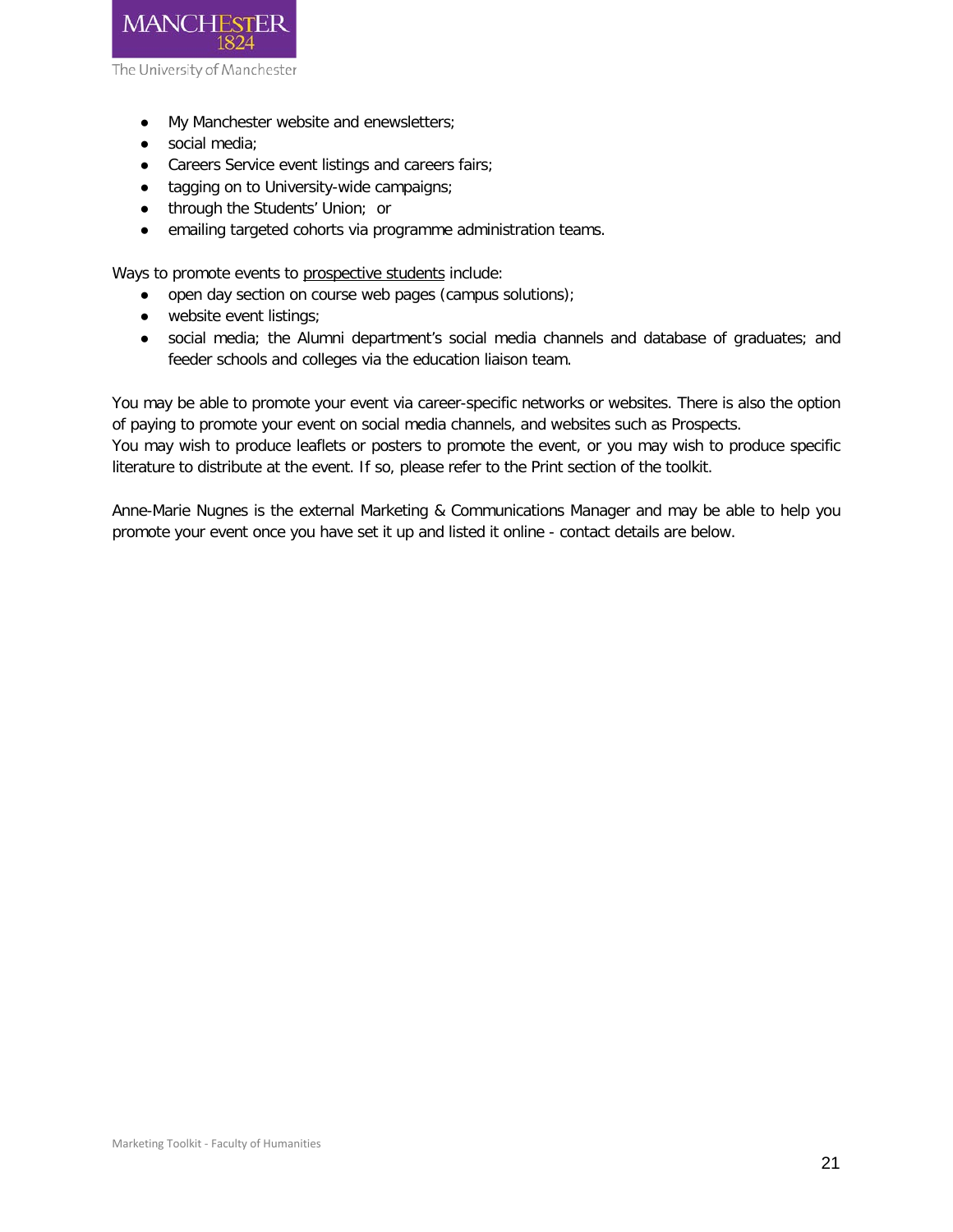- My Manchester website and enewsletters;
- social media;
- Careers Service event listings and careers fairs;
- tagging on to University-wide campaigns;
- through the Students' Union; or
- emailing targeted cohorts via programme administration teams.

Ways to promote events to prospective students include:

- open day section on course web pages (campus solutions);
- website event listings;
- social media; the Alumni department's social media channels and database of graduates; and feeder schools and colleges via the education liaison team.

You may be able to promote your event via career-specific networks or websites. There is also the option of paying to promote your event on social media channels, and websites such as Prospects.
You may wish to produce leaflets or posters to promote the event, or you may wish to produce specific literature to distribute at the event. If so, please refer to the Print section of the toolkit.

Anne-Marie Nugnes is the external Marketing & Communications Manager and may be able to help you promote your event once you have set it up and listed it online - contact details are below.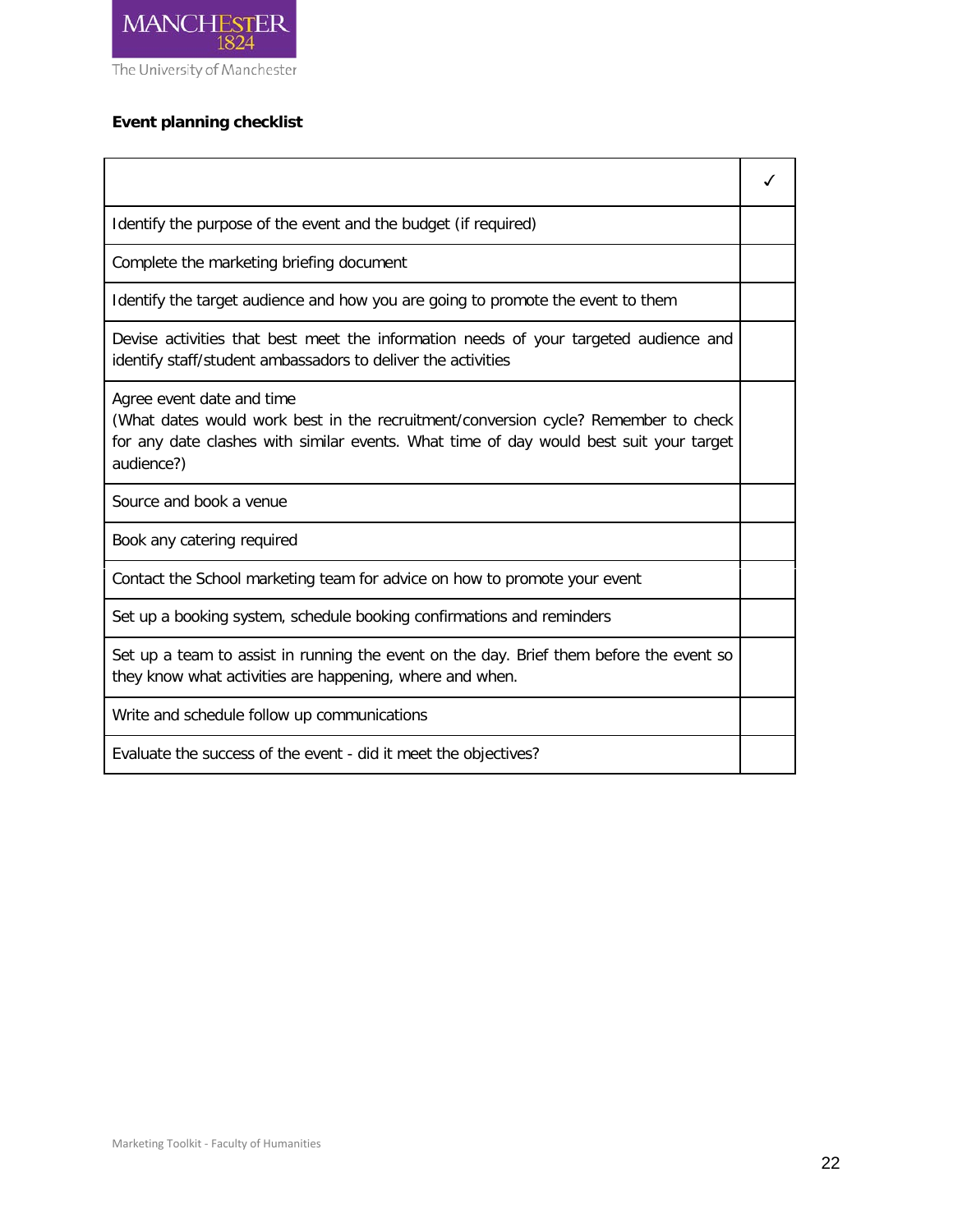**Event planning checklist**

| | ✓ |
|---|---|
| Identify the purpose of the event and the budget (if required) | |
| Complete the marketing briefing document | |
| Identify the target audience and how you are going to promote the event to them | |
| Devise activities that best meet the information needs of your targeted audience and identify staff/student ambassadors to deliver the activities | |
| Agree event date and time<br>(What dates would work best in the recruitment/conversion cycle? Remember to check for any date clashes with similar events. What time of day would best suit your target audience?) | |
| Source and book a venue | |
| Book any catering required | |
| Contact the School marketing team for advice on how to promote your event | |
| Set up a booking system, schedule booking confirmations and reminders | |
| Set up a team to assist in running the event on the day. Brief them before the event so they know what activities are happening, where and when. | |
| Write and schedule follow up communications | |
| Evaluate the success of the event - did it meet the objectives? | |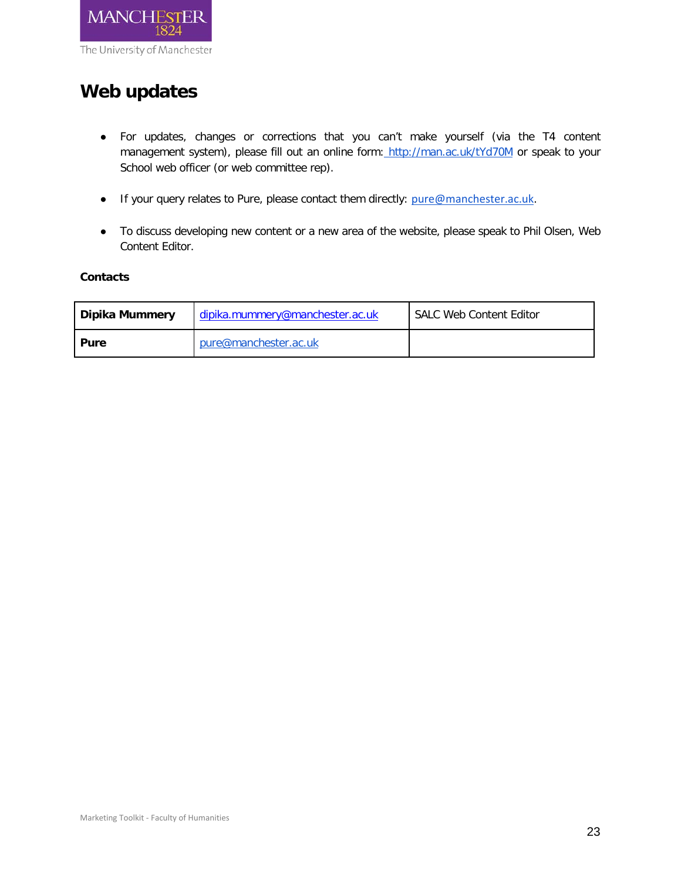# Web updates

- For updates, changes or corrections that you can't make yourself (via the T4 content management system), please fill out an online form: http://man.ac.uk/tYd70M or speak to your School web officer (or web committee rep).

- If your query relates to Pure, please contact them directly: pure@manchester.ac.uk.

- To discuss developing new content or a new area of the website, please speak to Phil Olsen, Web Content Editor.

**Contacts**

| | | |
|---|---|---|
| **Dipika Mummery** | dipika.mummery@manchester.ac.uk | SALC Web Content Editor |
| **Pure** | pure@manchester.ac.uk | |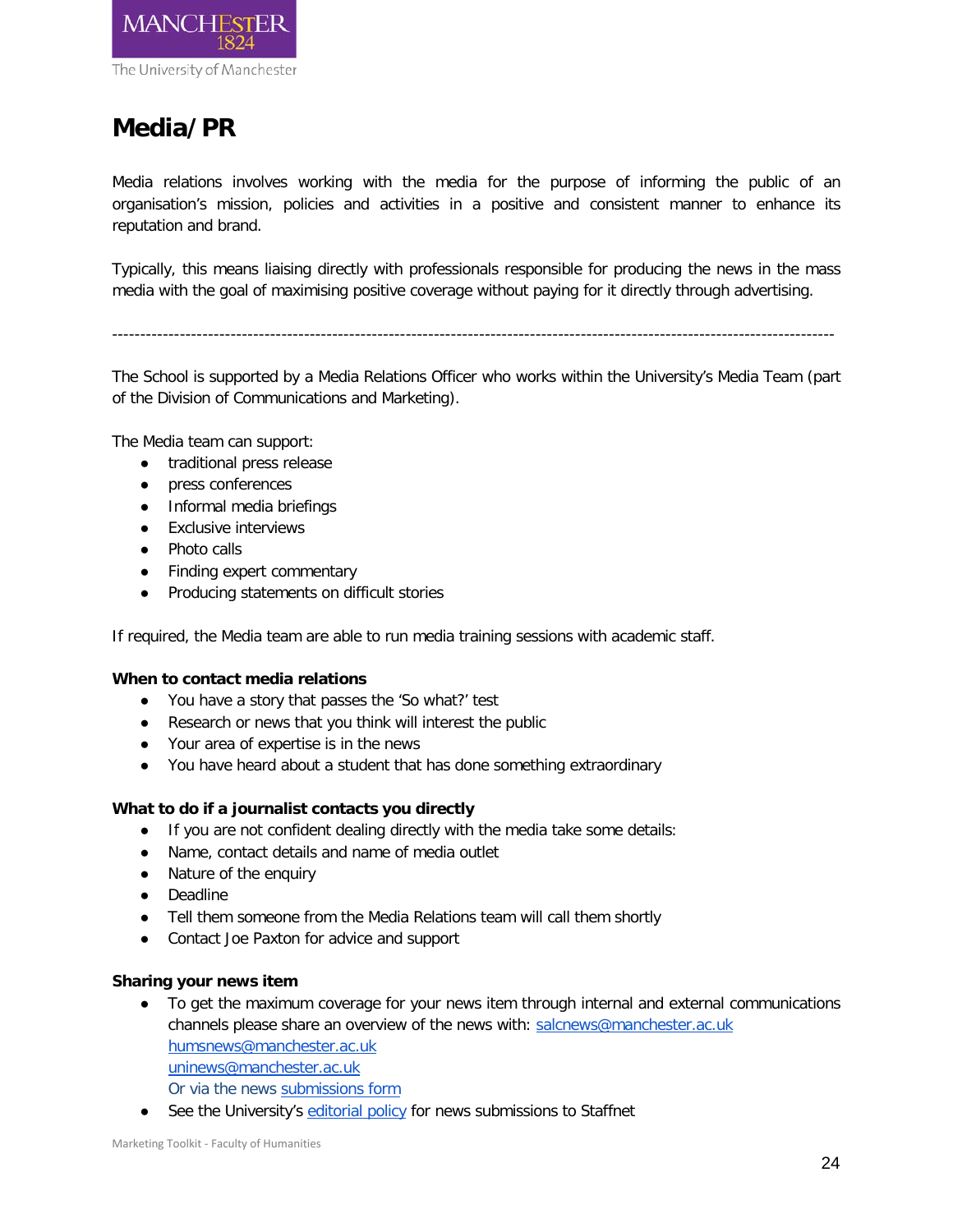# Media/PR

Media relations involves working with the media for the purpose of informing the public of an organisation's mission, policies and activities in a positive and consistent manner to enhance its reputation and brand.

Typically, this means liaising directly with professionals responsible for producing the news in the mass media with the goal of maximising positive coverage without paying for it directly through advertising.

---

The School is supported by a Media Relations Officer who works within the University's Media Team (part of the Division of Communications and Marketing).

The Media team can support:

- traditional press release
- press conferences
- Informal media briefings
- Exclusive interviews
- Photo calls
- Finding expert commentary
- Producing statements on difficult stories

If required, the Media team are able to run media training sessions with academic staff.

**When to contact media relations**

- You have a story that passes the 'So what?' test
- Research or news that you think will interest the public
- Your area of expertise is in the news
- You have heard about a student that has done something extraordinary

**What to do if a journalist contacts you directly**

- If you are not confident dealing directly with the media take some details:
- Name, contact details and name of media outlet
- Nature of the enquiry
- Deadline
- Tell them someone from the Media Relations team will call them shortly
- Contact Joe Paxton for advice and support

**Sharing your news item**

- To get the maximum coverage for your news item through internal and external communications channels please share an overview of the news with: salcnews@manchester.ac.uk
  humsnews@manchester.ac.uk
  uninews@manchester.ac.uk
  Or via the news submissions form
- See the University's editorial policy for news submissions to Staffnet

Marketing Toolkit - Faculty of Humanities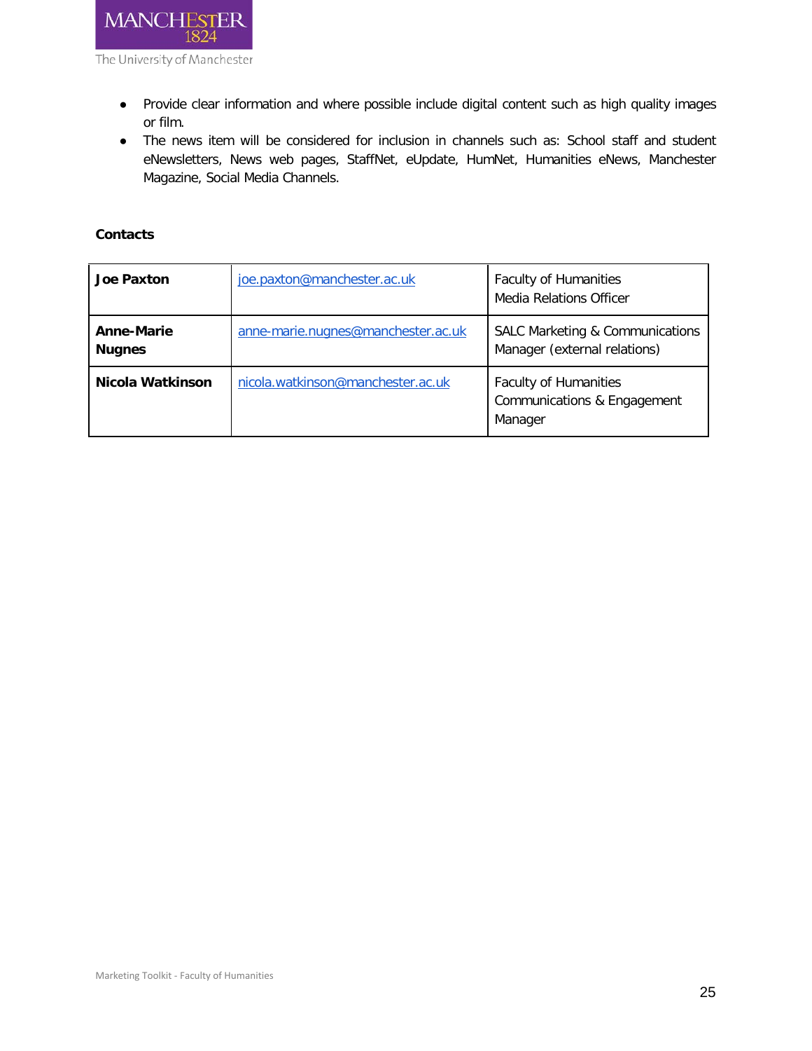- Provide clear information and where possible include digital content such as high quality images or film.
- The news item will be considered for inclusion in channels such as: School staff and student eNewsletters, News web pages, StaffNet, eUpdate, HumNet, Humanities eNews, Manchester Magazine, Social Media Channels.

**Contacts**

| | | |
|---|---|---|
| **Joe Paxton** | joe.paxton@manchester.ac.uk | Faculty of Humanities Media Relations Officer |
| **Anne-Marie Nugnes** | anne-marie.nugnes@manchester.ac.uk | SALC Marketing & Communications Manager (external relations) |
| **Nicola Watkinson** | nicola.watkinson@manchester.ac.uk | Faculty of Humanities Communications & Engagement Manager |